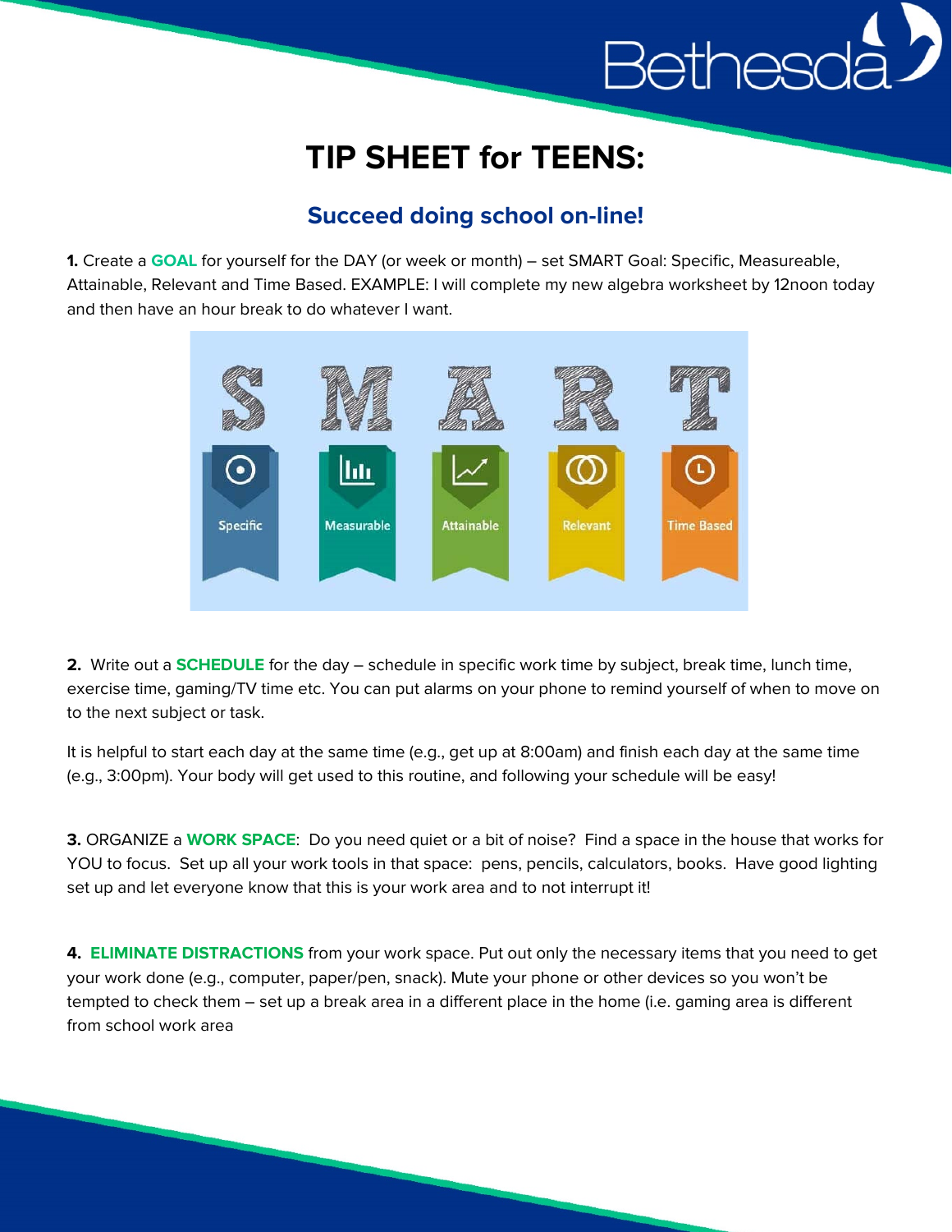# TIP SHEET for TEENS:

## Succeed doing school on-line!

**1.** Create a **GOAL** for yourself for the DAY (or week or month) – set SMART Goal: Specific, Measureable, Attainable, Relevant and Time Based. EXAMPLE: I will complete my new algebra worksheet by 12noon today and then have an hour break to do whatever I want.

| S | M | A | R | T |
| --- | --- | --- | --- | --- |
| Specific | Measurable | Attainable | Relevant | Time Based |

**2.** Write out a **SCHEDULE** for the day – schedule in specific work time by subject, break time, lunch time, exercise time, gaming/TV time etc. You can put alarms on your phone to remind yourself of when to move on to the next subject or task.

It is helpful to start each day at the same time (e.g., get up at 8:00am) and finish each day at the same time (e.g., 3:00pm). Your body will get used to this routine, and following your schedule will be easy!

**3.** ORGANIZE a **WORK SPACE**: Do you need quiet or a bit of noise? Find a space in the house that works for YOU to focus. Set up all your work tools in that space: pens, pencils, calculators, books. Have good lighting set up and let everyone know that this is your work area and to not interrupt it!

**4. ELIMINATE DISTRACTIONS** from your work space. Put out only the necessary items that you need to get your work done (e.g., computer, paper/pen, snack). Mute your phone or other devices so you won't be tempted to check them – set up a break area in a different place in the home (i.e. gaming area is different from school work area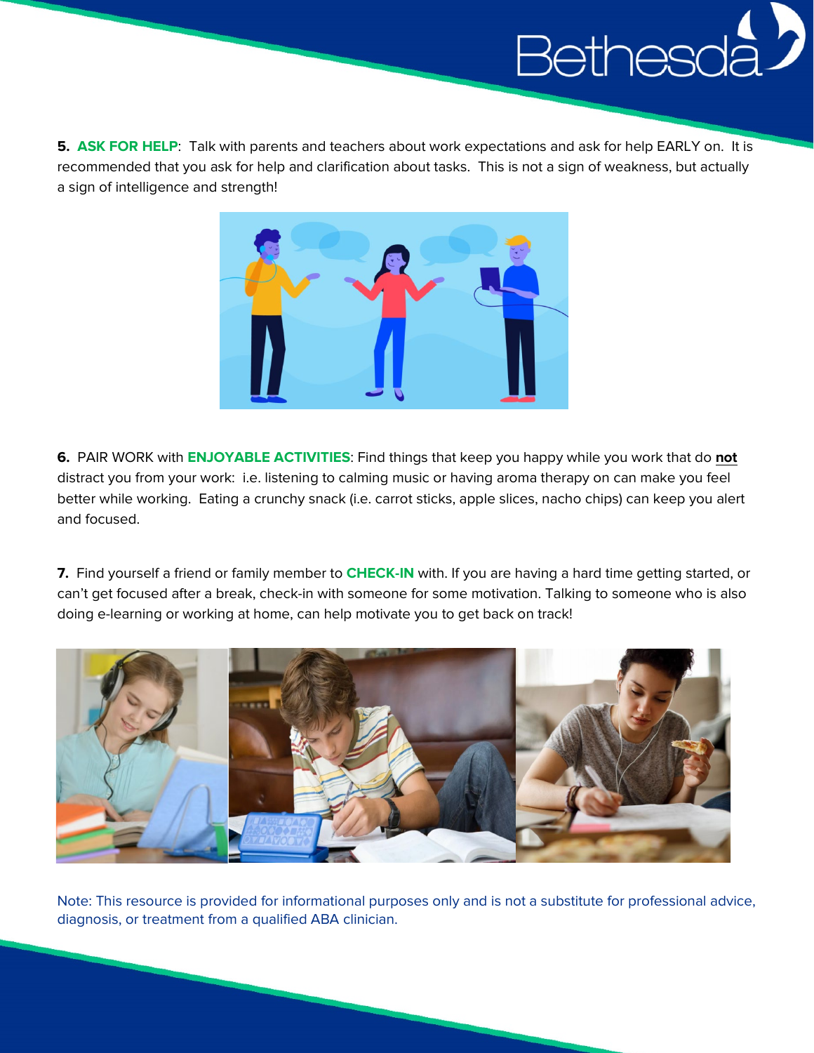**5. ASK FOR HELP**: Talk with parents and teachers about work expectations and ask for help EARLY on. It is recommended that you ask for help and clarification about tasks. This is not a sign of weakness, but actually a sign of intelligence and strength!

**6.** PAIR WORK with **ENJOYABLE ACTIVITIES**: Find things that keep you happy while you work that do **not** distract you from your work: i.e. listening to calming music or having aroma therapy on can make you feel better while working. Eating a crunchy snack (i.e. carrot sticks, apple slices, nacho chips) can keep you alert and focused.

**7.** Find yourself a friend or family member to **CHECK-IN** with. If you are having a hard time getting started, or can't get focused after a break, check-in with someone for some motivation. Talking to someone who is also doing e-learning or working at home, can help motivate you to get back on track!

Note: This resource is provided for informational purposes only and is not a substitute for professional advice, diagnosis, or treatment from a qualified ABA clinician.